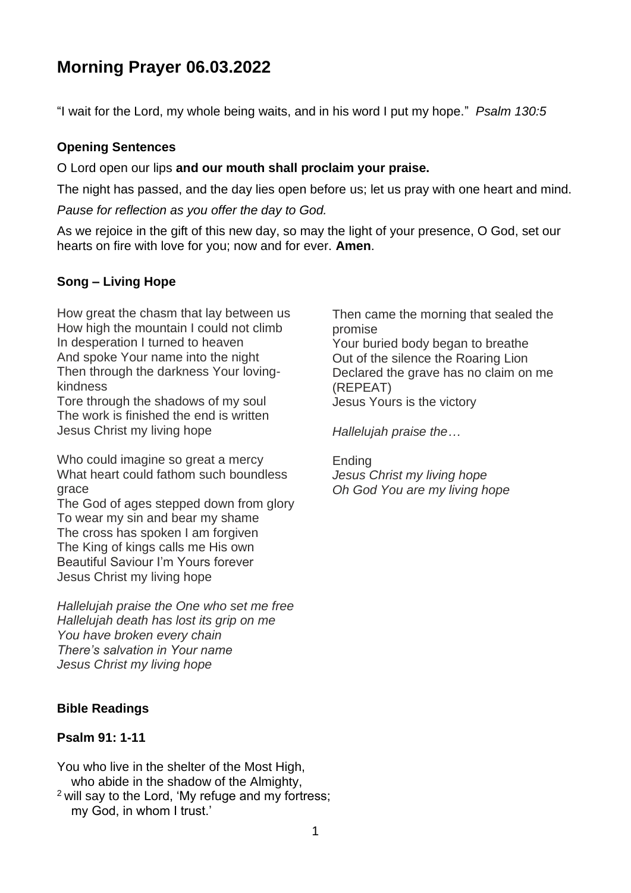# Morning Prayer 06.03.2022

"I wait for the Lord, my whole being waits, and in his word I put my hope." *Psalm 130:5*

### Opening Sentences

O Lord open our lips **and our mouth shall proclaim your praise.**

The night has passed, and the day lies open before us; let us pray with one heart and mind.

*Pause for reflection as you offer the day to God.*

As we rejoice in the gift of this new day, so may the light of your presence, O God, set our hearts on fire with love for you; now and for ever. **Amen**.

### Song – Living Hope

How great the chasm that lay between us
How high the mountain I could not climb
In desperation I turned to heaven
And spoke Your name into the night
Then through the darkness Your loving-kindness
Tore through the shadows of my soul
The work is finished the end is written
Jesus Christ my living hope

Who could imagine so great a mercy
What heart could fathom such boundless grace
The God of ages stepped down from glory
To wear my sin and bear my shame
The cross has spoken I am forgiven
The King of kings calls me His own
Beautiful Saviour I'm Yours forever
Jesus Christ my living hope

*Hallelujah praise the One who set me free*
*Hallelujah death has lost its grip on me*
*You have broken every chain*
*There's salvation in Your name*
*Jesus Christ my living hope*

Then came the morning that sealed the promise
Your buried body began to breathe
Out of the silence the Roaring Lion
Declared the grave has no claim on me
(REPEAT)
Jesus Yours is the victory

*Hallelujah praise the…*

Ending
*Jesus Christ my living hope*
*Oh God You are my living hope*

### Bible Readings

### Psalm 91: 1-11

You who live in the shelter of the Most High,
who abide in the shadow of the Almighty,
[2] will say to the Lord, 'My refuge and my fortress;
my God, in whom I trust.'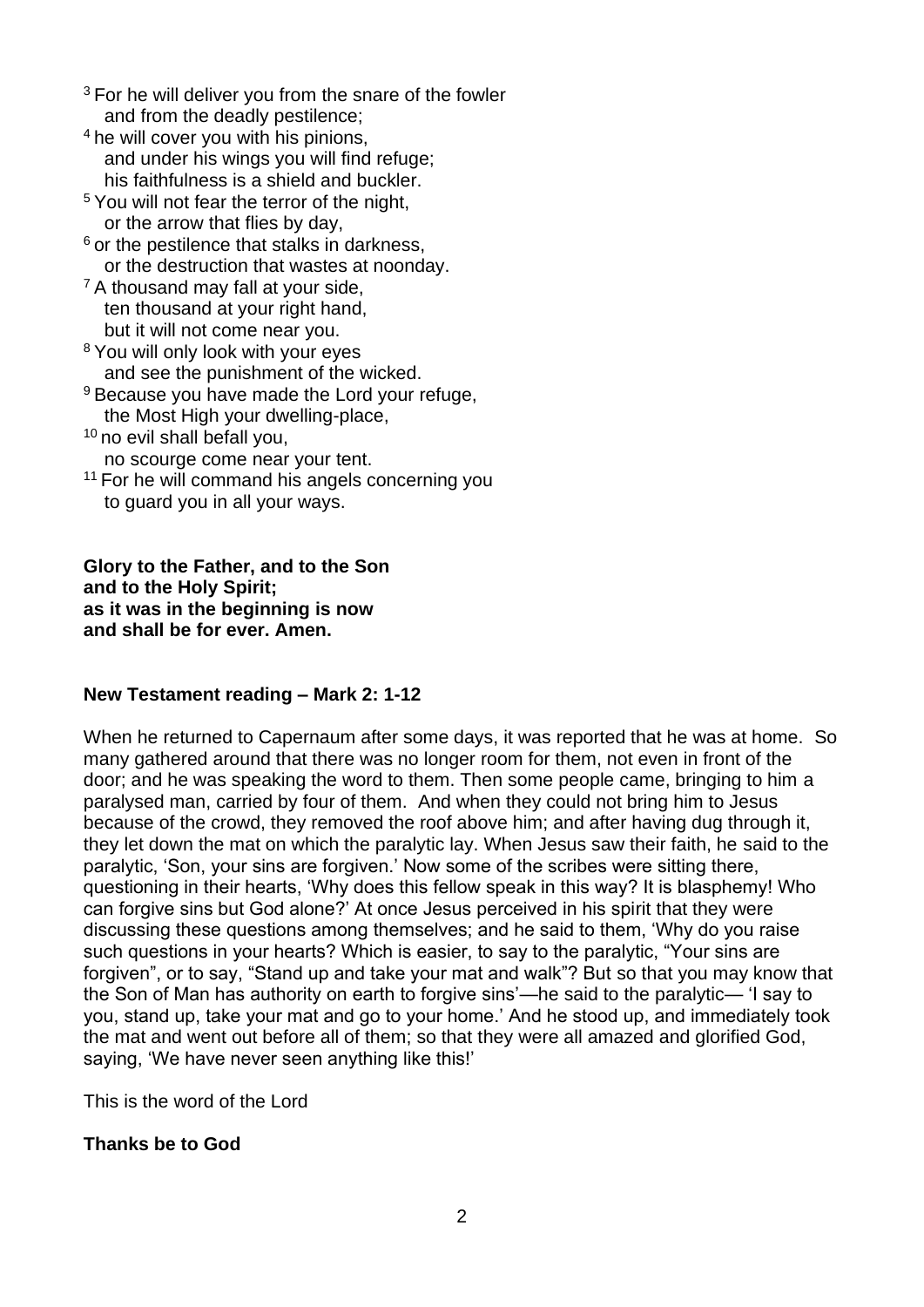[3] For he will deliver you from the snare of the fowler
and from the deadly pestilence;
[4] he will cover you with his pinions,
and under his wings you will find refuge;
his faithfulness is a shield and buckler.
[5] You will not fear the terror of the night,
or the arrow that flies by day,
[6] or the pestilence that stalks in darkness,
or the destruction that wastes at noonday.
[7] A thousand may fall at your side,
ten thousand at your right hand,
but it will not come near you.
[8] You will only look with your eyes
and see the punishment of the wicked.
[9] Because you have made the Lord your refuge,
the Most High your dwelling-place,
[10] no evil shall befall you,
no scourge come near your tent.
[11] For he will command his angels concerning you
to guard you in all your ways.

**Glory to the Father, and to the Son**
**and to the Holy Spirit;**
**as it was in the beginning is now**
**and shall be for ever. Amen.**

**New Testament reading – Mark 2: 1-12**

When he returned to Capernaum after some days, it was reported that he was at home. So many gathered around that there was no longer room for them, not even in front of the door; and he was speaking the word to them. Then some people came, bringing to him a paralysed man, carried by four of them. And when they could not bring him to Jesus because of the crowd, they removed the roof above him; and after having dug through it, they let down the mat on which the paralytic lay. When Jesus saw their faith, he said to the paralytic, 'Son, your sins are forgiven.' Now some of the scribes were sitting there, questioning in their hearts, 'Why does this fellow speak in this way? It is blasphemy! Who can forgive sins but God alone?' At once Jesus perceived in his spirit that they were discussing these questions among themselves; and he said to them, 'Why do you raise such questions in your hearts? Which is easier, to say to the paralytic, "Your sins are forgiven", or to say, "Stand up and take your mat and walk"? But so that you may know that the Son of Man has authority on earth to forgive sins'—he said to the paralytic— 'I say to you, stand up, take your mat and go to your home.' And he stood up, and immediately took the mat and went out before all of them; so that they were all amazed and glorified God, saying, 'We have never seen anything like this!'

This is the word of the Lord

**Thanks be to God**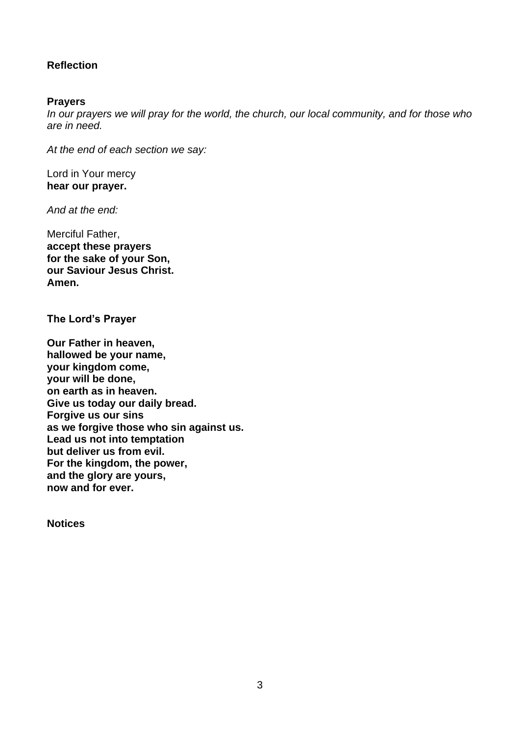**Reflection**

**Prayers**

*In our prayers we will pray for the world, the church, our local community, and for those who are in need.*

*At the end of each section we say:*

Lord in Your mercy
**hear our prayer.**

*And at the end:*

Merciful Father,
**accept these prayers**
**for the sake of your Son,**
**our Saviour Jesus Christ.**
**Amen.**

**The Lord's Prayer**

**Our Father in heaven,**
**hallowed be your name,**
**your kingdom come,**
**your will be done,**
**on earth as in heaven.**
**Give us today our daily bread.**
**Forgive us our sins**
**as we forgive those who sin against us.**
**Lead us not into temptation**
**but deliver us from evil.**
**For the kingdom, the power,**
**and the glory are yours,**
**now and for ever.**

**Notices**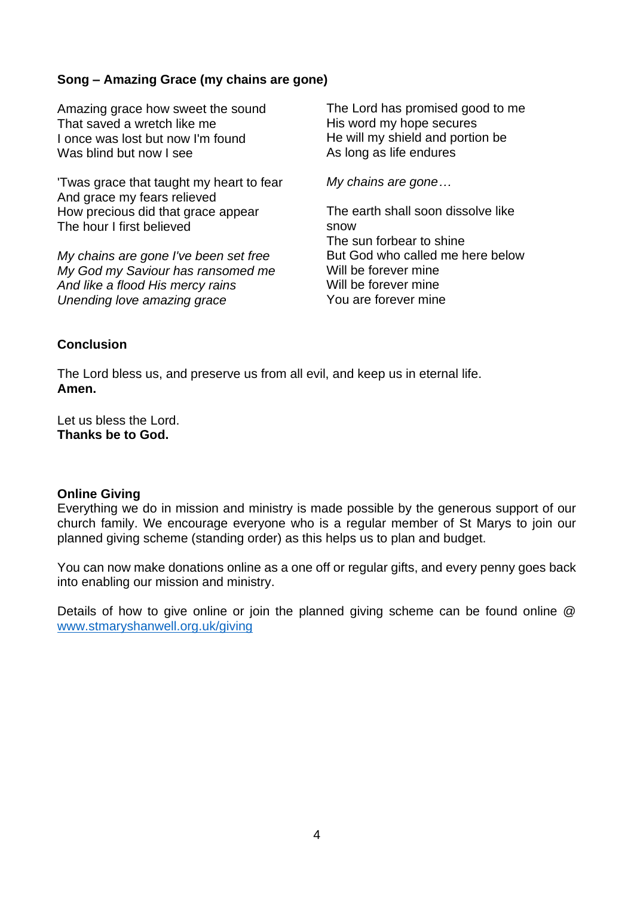**Song – Amazing Grace (my chains are gone)**

Amazing grace how sweet the sound
That saved a wretch like me
I once was lost but now I'm found
Was blind but now I see

'Twas grace that taught my heart to fear
And grace my fears relieved
How precious did that grace appear
The hour I first believed

*My chains are gone I've been set free*
*My God my Saviour has ransomed me*
*And like a flood His mercy rains*
*Unending love amazing grace*

The Lord has promised good to me
His word my hope secures
He will my shield and portion be
As long as life endures

*My chains are gone…*

The earth shall soon dissolve like snow
The sun forbear to shine
But God who called me here below
Will be forever mine
Will be forever mine
You are forever mine

**Conclusion**

The Lord bless us, and preserve us from all evil, and keep us in eternal life.
**Amen.**

Let us bless the Lord.
**Thanks be to God.**

**Online Giving**

Everything we do in mission and ministry is made possible by the generous support of our church family. We encourage everyone who is a regular member of St Marys to join our planned giving scheme (standing order) as this helps us to plan and budget.

You can now make donations online as a one off or regular gifts, and every penny goes back into enabling our mission and ministry.

Details of how to give online or join the planned giving scheme can be found online @ www.stmaryshanwell.org.uk/giving